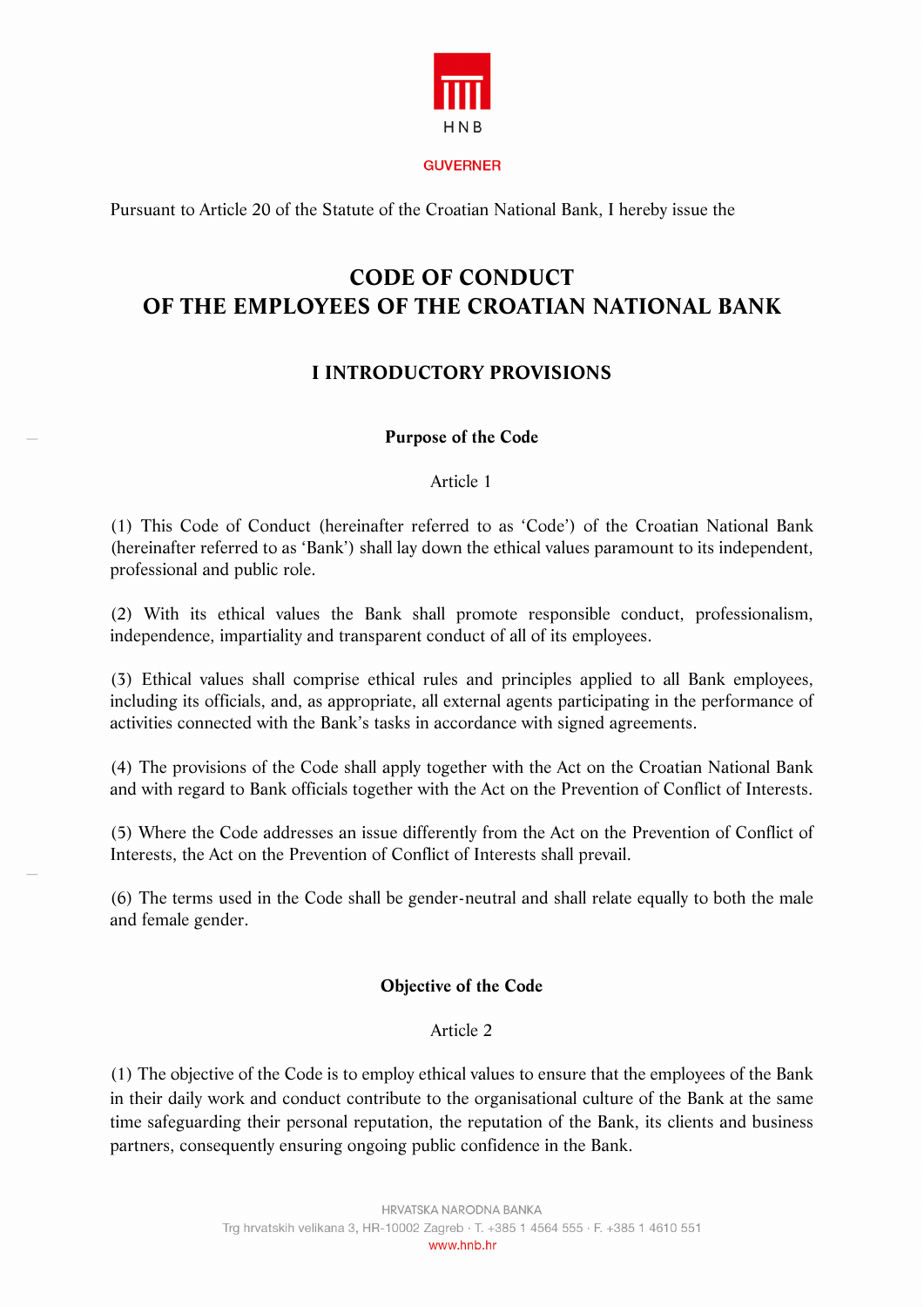HNB

GUVERNER

Pursuant to Article 20 of the Statute of the Croatian National Bank, I hereby issue the

# CODE OF CONDUCT OF THE EMPLOYEES OF THE CROATIAN NATIONAL BANK

## I INTRODUCTORY PROVISIONS

### Purpose of the Code

Article 1

(1) This Code of Conduct (hereinafter referred to as 'Code') of the Croatian National Bank (hereinafter referred to as 'Bank') shall lay down the ethical values paramount to its independent, professional and public role.

(2) With its ethical values the Bank shall promote responsible conduct, professionalism, independence, impartiality and transparent conduct of all of its employees.

(3) Ethical values shall comprise ethical rules and principles applied to all Bank employees, including its officials, and, as appropriate, all external agents participating in the performance of activities connected with the Bank's tasks in accordance with signed agreements.

(4) The provisions of the Code shall apply together with the Act on the Croatian National Bank and with regard to Bank officials together with the Act on the Prevention of Conflict of Interests.

(5) Where the Code addresses an issue differently from the Act on the Prevention of Conflict of Interests, the Act on the Prevention of Conflict of Interests shall prevail.

(6) The terms used in the Code shall be gender-neutral and shall relate equally to both the male and female gender.

### Objective of the Code

Article 2

(1) The objective of the Code is to employ ethical values to ensure that the employees of the Bank in their daily work and conduct contribute to the organisational culture of the Bank at the same time safeguarding their personal reputation, the reputation of the Bank, its clients and business partners, consequently ensuring ongoing public confidence in the Bank.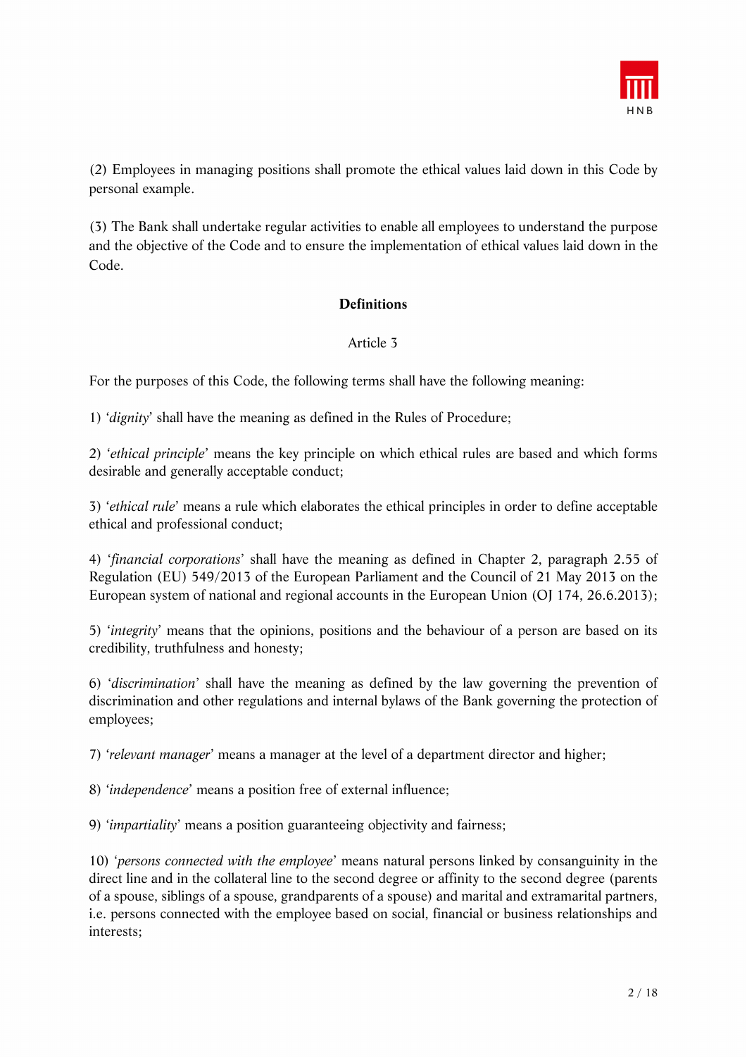(2) Employees in managing positions shall promote the ethical values laid down in this Code by personal example.

(3) The Bank shall undertake regular activities to enable all employees to understand the purpose and the objective of the Code and to ensure the implementation of ethical values laid down in the Code.

**Definitions**

Article 3

For the purposes of this Code, the following terms shall have the following meaning:

1) ‘*dignity*’ shall have the meaning as defined in the Rules of Procedure;

2) ‘*ethical principle*’ means the key principle on which ethical rules are based and which forms desirable and generally acceptable conduct;

3) ‘*ethical rule*’ means a rule which elaborates the ethical principles in order to define acceptable ethical and professional conduct;

4) ‘*financial corporations*’ shall have the meaning as defined in Chapter 2, paragraph 2.55 of Regulation (EU) 549/2013 of the European Parliament and the Council of 21 May 2013 on the European system of national and regional accounts in the European Union (OJ 174, 26.6.2013);

5) ‘*integrity*’ means that the opinions, positions and the behaviour of a person are based on its credibility, truthfulness and honesty;

6) ‘*discrimination*’ shall have the meaning as defined by the law governing the prevention of discrimination and other regulations and internal bylaws of the Bank governing the protection of employees;

7) ‘*relevant manager*’ means a manager at the level of a department director and higher;

8) ‘*independence*’ means a position free of external influence;

9) ‘*impartiality*’ means a position guaranteeing objectivity and fairness;

10) ‘*persons connected with the employee*’ means natural persons linked by consanguinity in the direct line and in the collateral line to the second degree or affinity to the second degree (parents of a spouse, siblings of a spouse, grandparents of a spouse) and marital and extramarital partners, i.e. persons connected with the employee based on social, financial or business relationships and interests;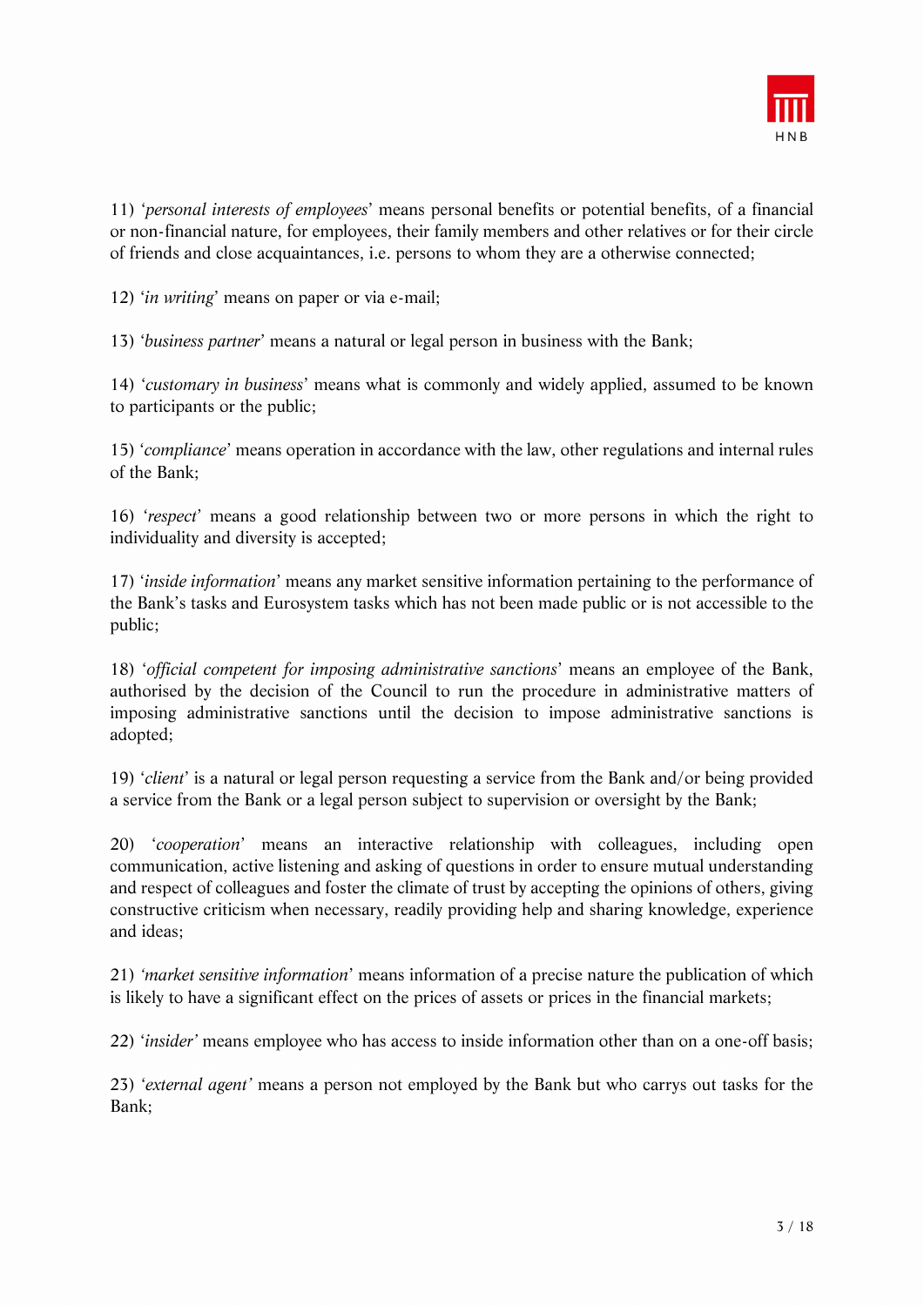11) ‘*personal interests of employees*’ means personal benefits or potential benefits, of a financial or non-financial nature, for employees, their family members and other relatives or for their circle of friends and close acquaintances, i.e. persons to whom they are a otherwise connected;

12) ‘*in writing*’ means on paper or via e-mail;

13) ‘*business partner*’ means a natural or legal person in business with the Bank;

14) ‘*customary in business*’ means what is commonly and widely applied, assumed to be known to participants or the public;

15) ‘*compliance*’ means operation in accordance with the law, other regulations and internal rules of the Bank;

16) ‘*respect*’ means a good relationship between two or more persons in which the right to individuality and diversity is accepted;

17) ‘*inside information*’ means any market sensitive information pertaining to the performance of the Bank’s tasks and Eurosystem tasks which has not been made public or is not accessible to the public;

18) ‘*official competent for imposing administrative sanctions*’ means an employee of the Bank, authorised by the decision of the Council to run the procedure in administrative matters of imposing administrative sanctions until the decision to impose administrative sanctions is adopted;

19) ‘*client*’ is a natural or legal person requesting a service from the Bank and/or being provided a service from the Bank or a legal person subject to supervision or oversight by the Bank;

20) ‘*cooperation*’ means an interactive relationship with colleagues, including open communication, active listening and asking of questions in order to ensure mutual understanding and respect of colleagues and foster the climate of trust by accepting the opinions of others, giving constructive criticism when necessary, readily providing help and sharing knowledge, experience and ideas;

21) ‘*market sensitive information*’ means information of a precise nature the publication of which is likely to have a significant effect on the prices of assets or prices in the financial markets;

22) ‘*insider*’ means employee who has access to inside information other than on a one-off basis;

23) ‘*external agent*’ means a person not employed by the Bank but who carrys out tasks for the Bank;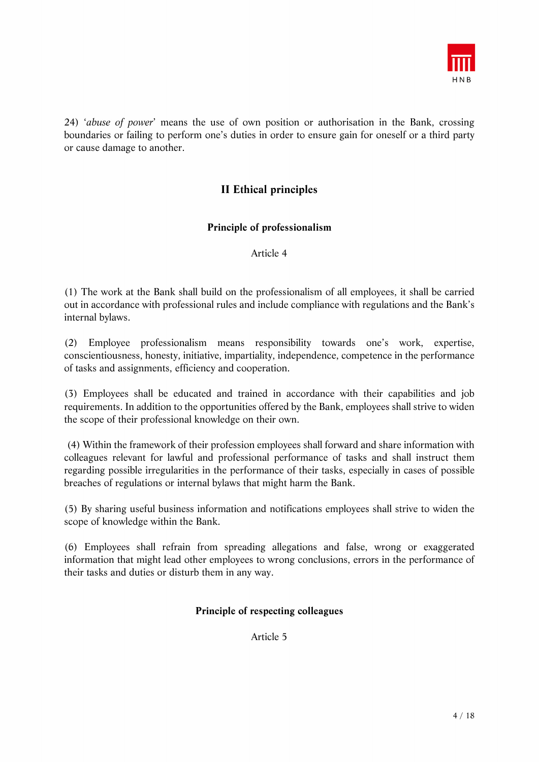24) ‘*abuse of power*’ means the use of own position or authorisation in the Bank, crossing boundaries or failing to perform one’s duties in order to ensure gain for oneself or a third party or cause damage to another.

## II Ethical principles

### Principle of professionalism

Article 4

(1) The work at the Bank shall build on the professionalism of all employees, it shall be carried out in accordance with professional rules and include compliance with regulations and the Bank’s internal bylaws.

(2) Employee professionalism means responsibility towards one’s work, expertise, conscientiousness, honesty, initiative, impartiality, independence, competence in the performance of tasks and assignments, efficiency and cooperation.

(3) Employees shall be educated and trained in accordance with their capabilities and job requirements. In addition to the opportunities offered by the Bank, employees shall strive to widen the scope of their professional knowledge on their own.

(4) Within the framework of their profession employees shall forward and share information with colleagues relevant for lawful and professional performance of tasks and shall instruct them regarding possible irregularities in the performance of their tasks, especially in cases of possible breaches of regulations or internal bylaws that might harm the Bank.

(5) By sharing useful business information and notifications employees shall strive to widen the scope of knowledge within the Bank.

(6) Employees shall refrain from spreading allegations and false, wrong or exaggerated information that might lead other employees to wrong conclusions, errors in the performance of their tasks and duties or disturb them in any way.

### Principle of respecting colleagues

Article 5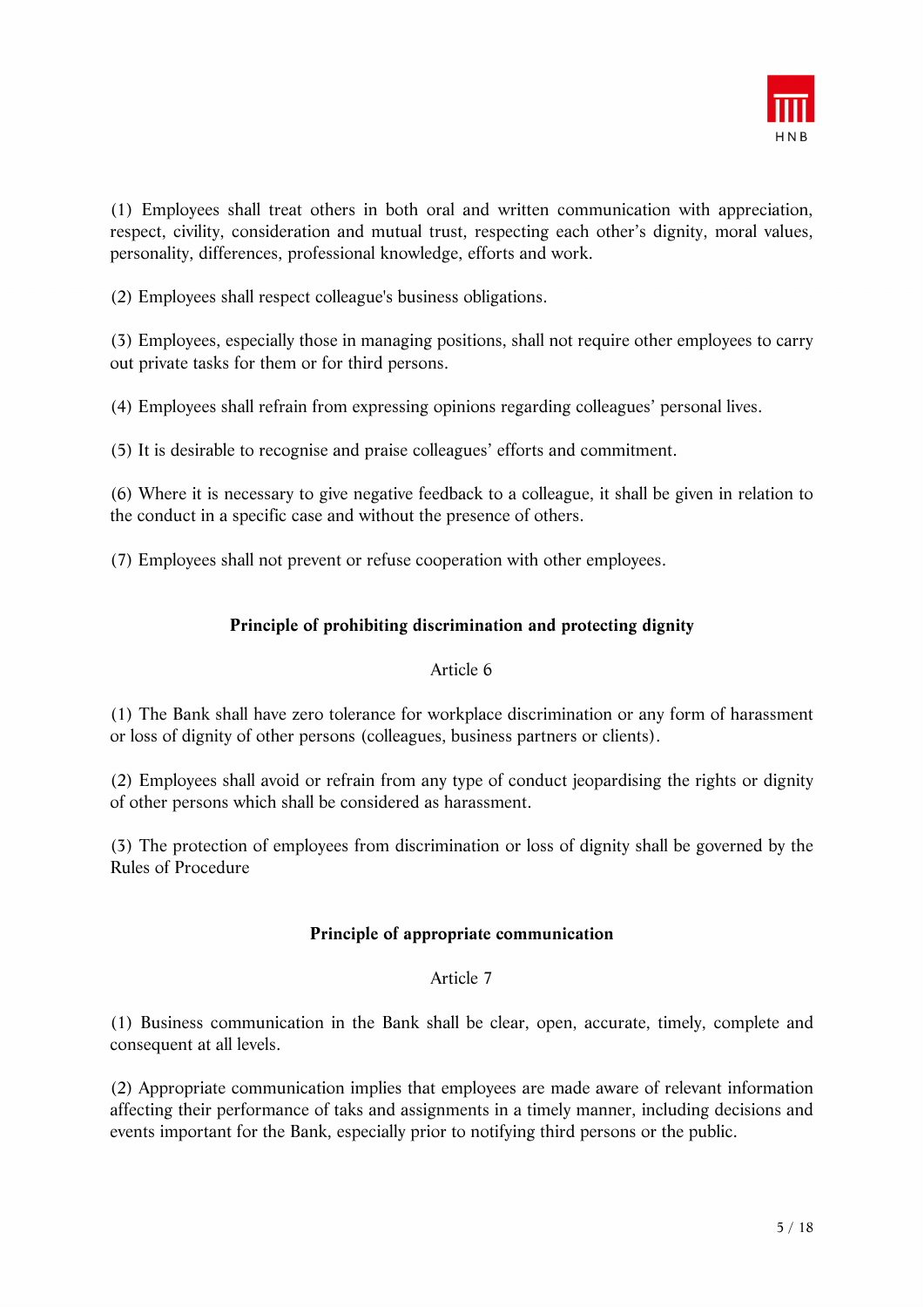(1) Employees shall treat others in both oral and written communication with appreciation, respect, civility, consideration and mutual trust, respecting each other's dignity, moral values, personality, differences, professional knowledge, efforts and work.

(2) Employees shall respect colleague's business obligations.

(3) Employees, especially those in managing positions, shall not require other employees to carry out private tasks for them or for third persons.

(4) Employees shall refrain from expressing opinions regarding colleagues' personal lives.

(5) It is desirable to recognise and praise colleagues' efforts and commitment.

(6) Where it is necessary to give negative feedback to a colleague, it shall be given in relation to the conduct in a specific case and without the presence of others.

(7) Employees shall not prevent or refuse cooperation with other employees.

### Principle of prohibiting discrimination and protecting dignity

Article 6

(1) The Bank shall have zero tolerance for workplace discrimination or any form of harassment or loss of dignity of other persons (colleagues, business partners or clients).

(2) Employees shall avoid or refrain from any type of conduct jeopardising the rights or dignity of other persons which shall be considered as harassment.

(3) The protection of employees from discrimination or loss of dignity shall be governed by the Rules of Procedure

### Principle of appropriate communication

Article 7

(1) Business communication in the Bank shall be clear, open, accurate, timely, complete and consequent at all levels.

(2) Appropriate communication implies that employees are made aware of relevant information affecting their performance of taks and assignments in a timely manner, including decisions and events important for the Bank, especially prior to notifying third persons or the public.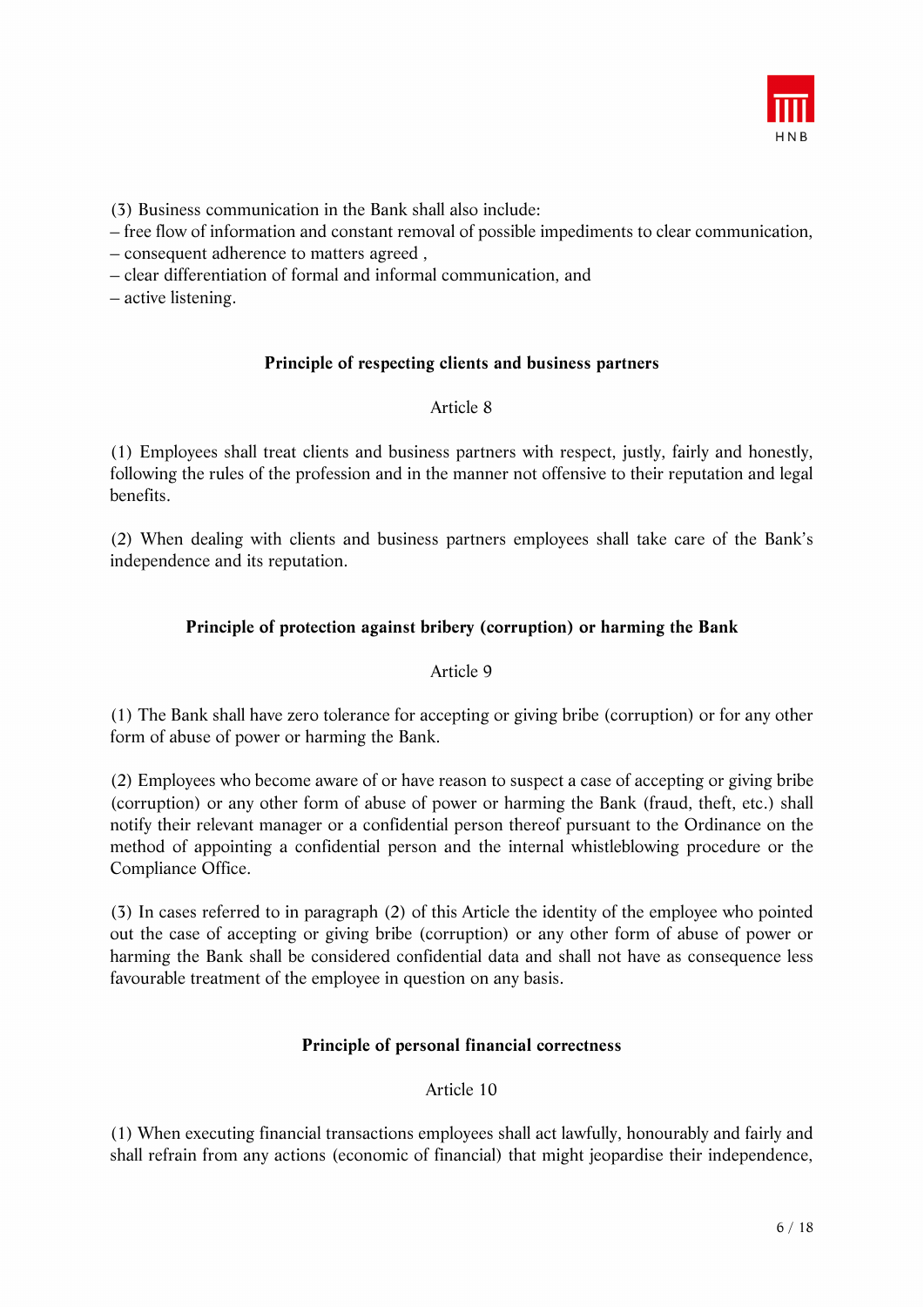(3) Business communication in the Bank shall also include:

– free flow of information and constant removal of possible impediments to clear communication,
– consequent adherence to matters agreed ,
– clear differentiation of formal and informal communication, and
– active listening.

**Principle of respecting clients and business partners**

Article 8

(1) Employees shall treat clients and business partners with respect, justly, fairly and honestly, following the rules of the profession and in the manner not offensive to their reputation and legal benefits.

(2) When dealing with clients and business partners employees shall take care of the Bank's independence and its reputation.

**Principle of protection against bribery (corruption) or harming the Bank**

Article 9

(1) The Bank shall have zero tolerance for accepting or giving bribe (corruption) or for any other form of abuse of power or harming the Bank.

(2) Employees who become aware of or have reason to suspect a case of accepting or giving bribe (corruption) or any other form of abuse of power or harming the Bank (fraud, theft, etc.) shall notify their relevant manager or a confidential person thereof pursuant to the Ordinance on the method of appointing a confidential person and the internal whistleblowing procedure or the Compliance Office.

(3) In cases referred to in paragraph (2) of this Article the identity of the employee who pointed out the case of accepting or giving bribe (corruption) or any other form of abuse of power or harming the Bank shall be considered confidential data and shall not have as consequence less favourable treatment of the employee in question on any basis.

**Principle of personal financial correctness**

Article 10

(1) When executing financial transactions employees shall act lawfully, honourably and fairly and shall refrain from any actions (economic of financial) that might jeopardise their independence,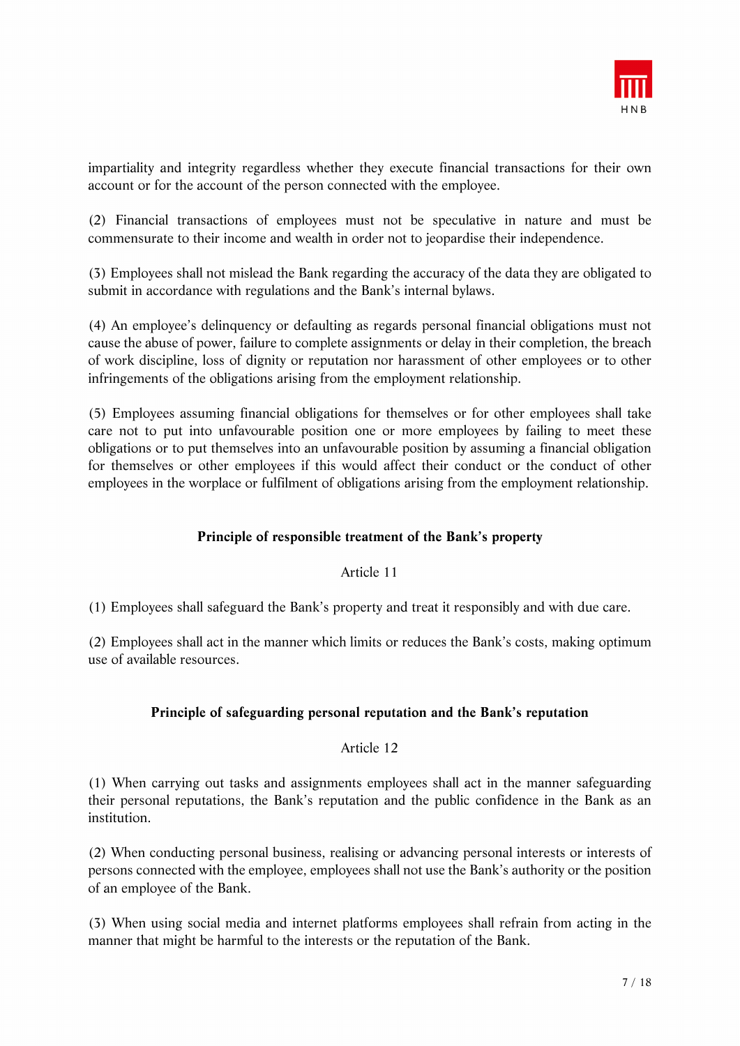impartiality and integrity regardless whether they execute financial transactions for their own account or for the account of the person connected with the employee.

(2) Financial transactions of employees must not be speculative in nature and must be commensurate to their income and wealth in order not to jeopardise their independence.

(3) Employees shall not mislead the Bank regarding the accuracy of the data they are obligated to submit in accordance with regulations and the Bank's internal bylaws.

(4) An employee's delinquency or defaulting as regards personal financial obligations must not cause the abuse of power, failure to complete assignments or delay in their completion, the breach of work discipline, loss of dignity or reputation nor harassment of other employees or to other infringements of the obligations arising from the employment relationship.

(5) Employees assuming financial obligations for themselves or for other employees shall take care not to put into unfavourable position one or more employees by failing to meet these obligations or to put themselves into an unfavourable position by assuming a financial obligation for themselves or other employees if this would affect their conduct or the conduct of other employees in the worplace or fulfilment of obligations arising from the employment relationship.

**Principle of responsible treatment of the Bank's property**

Article 11

(1) Employees shall safeguard the Bank's property and treat it responsibly and with due care.

(2) Employees shall act in the manner which limits or reduces the Bank's costs, making optimum use of available resources.

**Principle of safeguarding personal reputation and the Bank's reputation**

Article 12

(1) When carrying out tasks and assignments employees shall act in the manner safeguarding their personal reputations, the Bank's reputation and the public confidence in the Bank as an institution.

(2) When conducting personal business, realising or advancing personal interests or interests of persons connected with the employee, employees shall not use the Bank's authority or the position of an employee of the Bank.

(3) When using social media and internet platforms employees shall refrain from acting in the manner that might be harmful to the interests or the reputation of the Bank.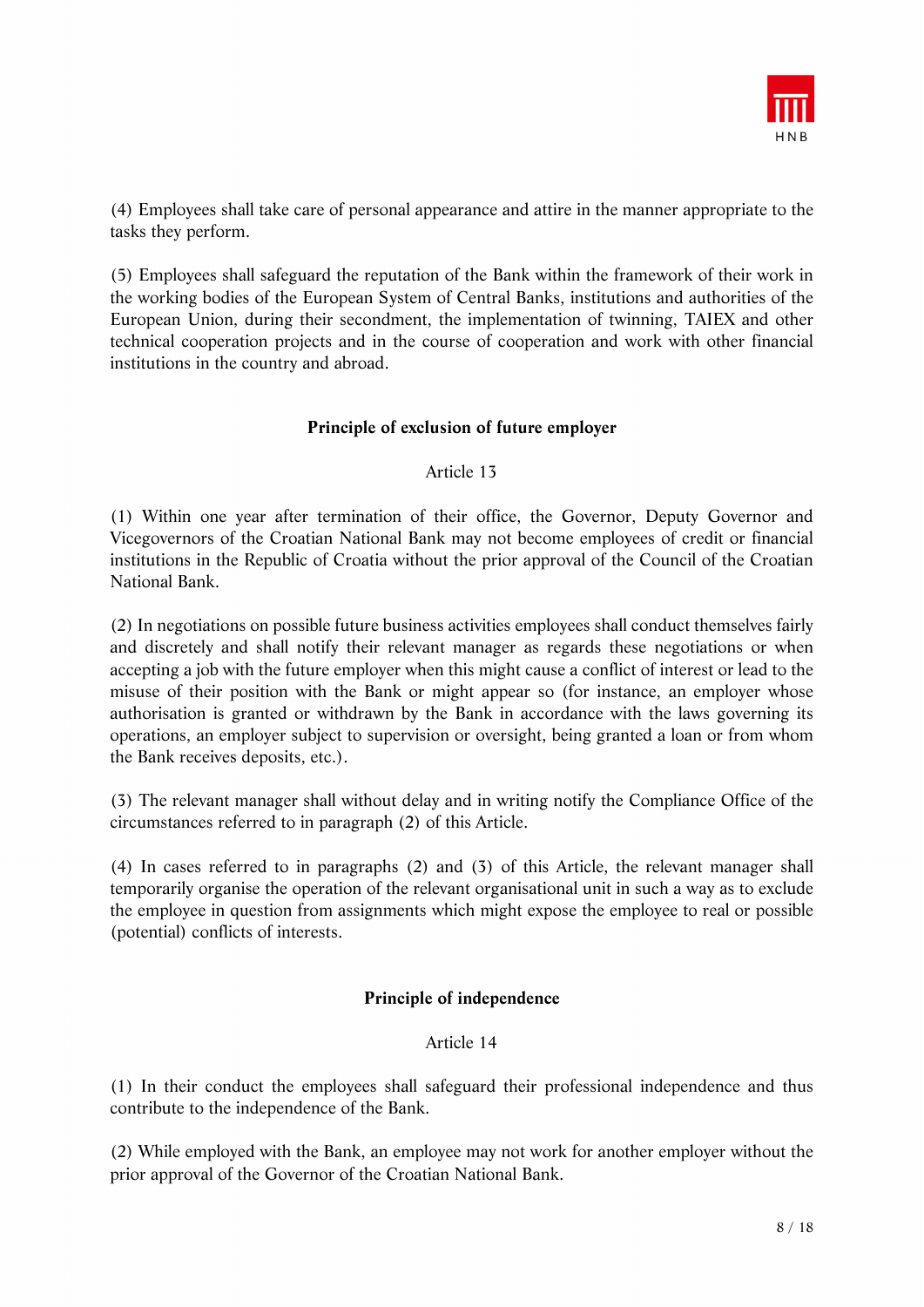(4) Employees shall take care of personal appearance and attire in the manner appropriate to the tasks they perform.

(5) Employees shall safeguard the reputation of the Bank within the framework of their work in the working bodies of the European System of Central Banks, institutions and authorities of the European Union, during their secondment, the implementation of twinning, TAIEX and other technical cooperation projects and in the course of cooperation and work with other financial institutions in the country and abroad.

### Principle of exclusion of future employer

Article 13

(1) Within one year after termination of their office, the Governor, Deputy Governor and Vicegovernors of the Croatian National Bank may not become employees of credit or financial institutions in the Republic of Croatia without the prior approval of the Council of the Croatian National Bank.

(2) In negotiations on possible future business activities employees shall conduct themselves fairly and discretely and shall notify their relevant manager as regards these negotiations or when accepting a job with the future employer when this might cause a conflict of interest or lead to the misuse of their position with the Bank or might appear so (for instance, an employer whose authorisation is granted or withdrawn by the Bank in accordance with the laws governing its operations, an employer subject to supervision or oversight, being granted a loan or from whom the Bank receives deposits, etc.).

(3) The relevant manager shall without delay and in writing notify the Compliance Office of the circumstances referred to in paragraph (2) of this Article.

(4) In cases referred to in paragraphs (2) and (3) of this Article, the relevant manager shall temporarily organise the operation of the relevant organisational unit in such a way as to exclude the employee in question from assignments which might expose the employee to real or possible (potential) conflicts of interests.

### Principle of independence

Article 14

(1) In their conduct the employees shall safeguard their professional independence and thus contribute to the independence of the Bank.

(2) While employed with the Bank, an employee may not work for another employer without the prior approval of the Governor of the Croatian National Bank.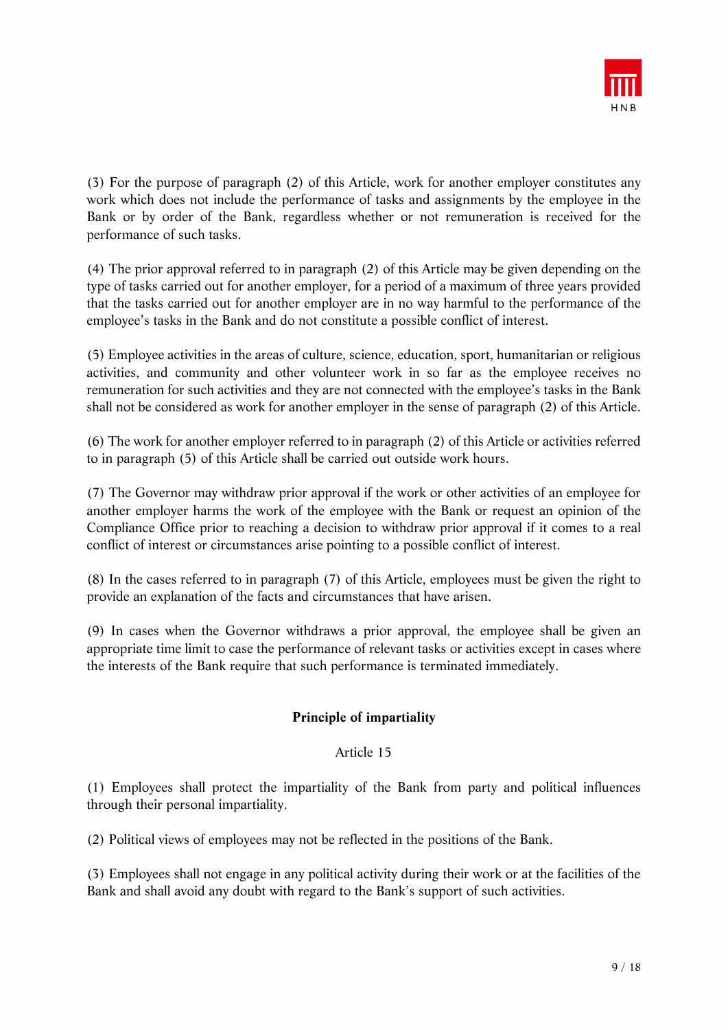(3) For the purpose of paragraph (2) of this Article, work for another employer constitutes any work which does not include the performance of tasks and assignments by the employee in the Bank or by order of the Bank, regardless whether or not remuneration is received for the performance of such tasks.

(4) The prior approval referred to in paragraph (2) of this Article may be given depending on the type of tasks carried out for another employer, for a period of a maximum of three years provided that the tasks carried out for another employer are in no way harmful to the performance of the employee's tasks in the Bank and do not constitute a possible conflict of interest.

(5) Employee activities in the areas of culture, science, education, sport, humanitarian or religious activities, and community and other volunteer work in so far as the employee receives no remuneration for such activities and they are not connected with the employee's tasks in the Bank shall not be considered as work for another employer in the sense of paragraph (2) of this Article.

(6) The work for another employer referred to in paragraph (2) of this Article or activities referred to in paragraph (5) of this Article shall be carried out outside work hours.

(7) The Governor may withdraw prior approval if the work or other activities of an employee for another employer harms the work of the employee with the Bank or request an opinion of the Compliance Office prior to reaching a decision to withdraw prior approval if it comes to a real conflict of interest or circumstances arise pointing to a possible conflict of interest.

(8) In the cases referred to in paragraph (7) of this Article, employees must be given the right to provide an explanation of the facts and circumstances that have arisen.

(9) In cases when the Governor withdraws a prior approval, the employee shall be given an appropriate time limit to case the performance of relevant tasks or activities except in cases where the interests of the Bank require that such performance is terminated immediately.

**Principle of impartiality**

Article 15

(1) Employees shall protect the impartiality of the Bank from party and political influences through their personal impartiality.

(2) Political views of employees may not be reflected in the positions of the Bank.

(3) Employees shall not engage in any political activity during their work or at the facilities of the Bank and shall avoid any doubt with regard to the Bank's support of such activities.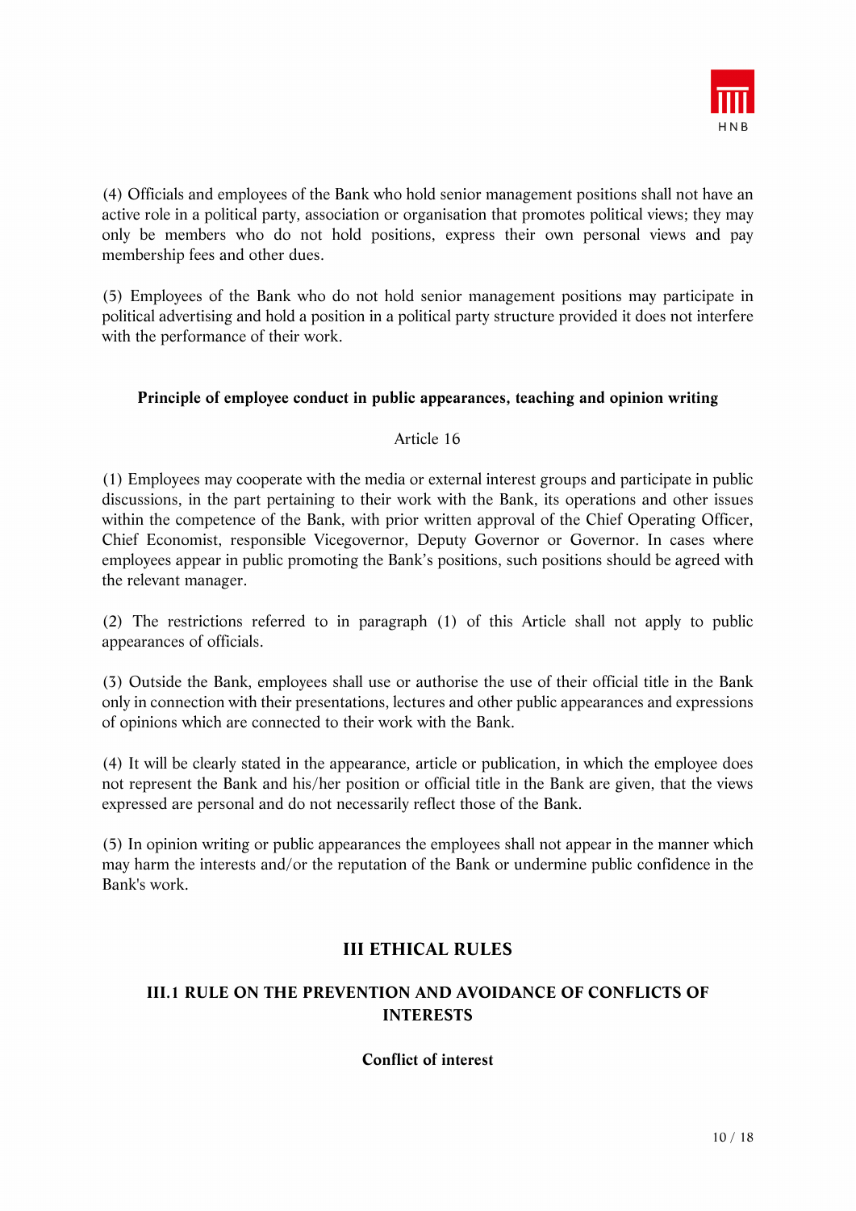(4) Officials and employees of the Bank who hold senior management positions shall not have an active role in a political party, association or organisation that promotes political views; they may only be members who do not hold positions, express their own personal views and pay membership fees and other dues.

(5) Employees of the Bank who do not hold senior management positions may participate in political advertising and hold a position in a political party structure provided it does not interfere with the performance of their work.

**Principle of employee conduct in public appearances, teaching and opinion writing**

Article 16

(1) Employees may cooperate with the media or external interest groups and participate in public discussions, in the part pertaining to their work with the Bank, its operations and other issues within the competence of the Bank, with prior written approval of the Chief Operating Officer, Chief Economist, responsible Vicegovernor, Deputy Governor or Governor. In cases where employees appear in public promoting the Bank's positions, such positions should be agreed with the relevant manager.

(2) The restrictions referred to in paragraph (1) of this Article shall not apply to public appearances of officials.

(3) Outside the Bank, employees shall use or authorise the use of their official title in the Bank only in connection with their presentations, lectures and other public appearances and expressions of opinions which are connected to their work with the Bank.

(4) It will be clearly stated in the appearance, article or publication, in which the employee does not represent the Bank and his/her position or official title in the Bank are given, that the views expressed are personal and do not necessarily reflect those of the Bank.

(5) In opinion writing or public appearances the employees shall not appear in the manner which may harm the interests and/or the reputation of the Bank or undermine public confidence in the Bank's work.

## III ETHICAL RULES

### III.1 RULE ON THE PREVENTION AND AVOIDANCE OF CONFLICTS OF INTERESTS

**Conflict of interest**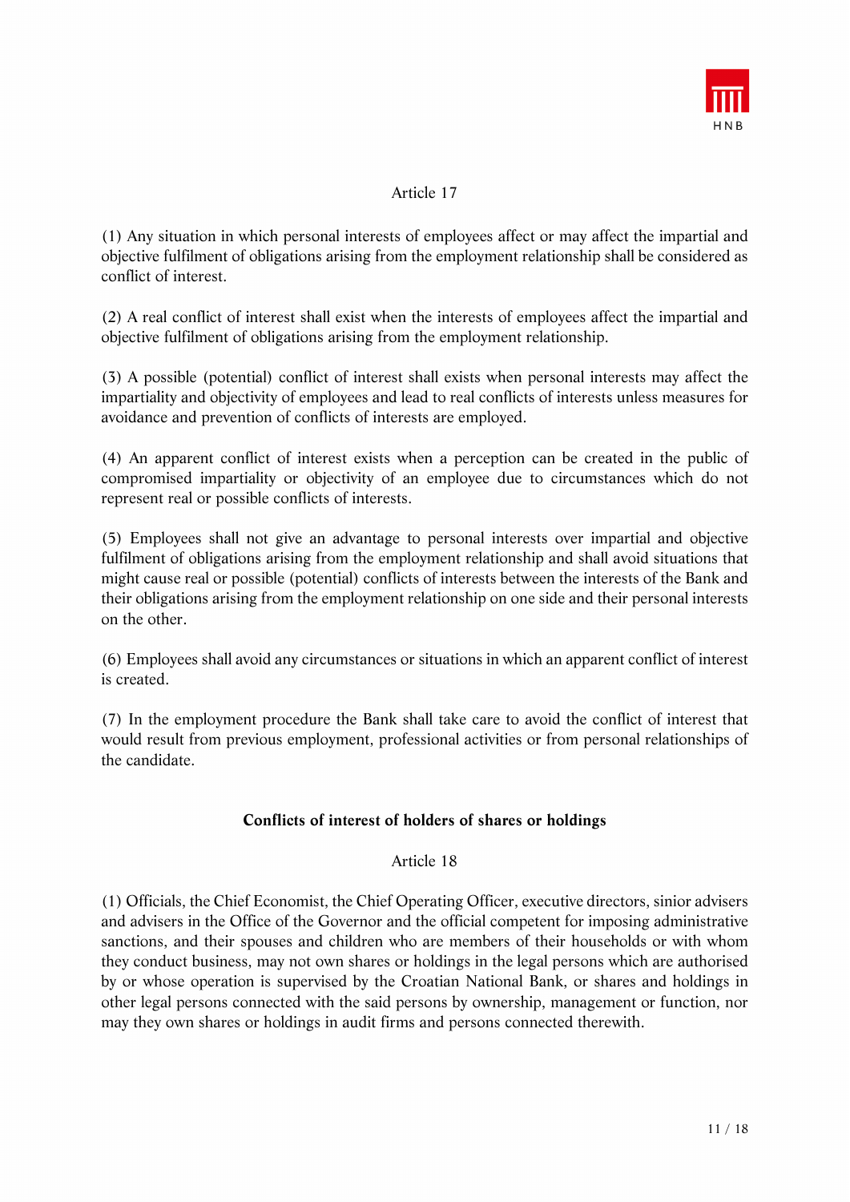Article 17

(1) Any situation in which personal interests of employees affect or may affect the impartial and objective fulfilment of obligations arising from the employment relationship shall be considered as conflict of interest.

(2) A real conflict of interest shall exist when the interests of employees affect the impartial and objective fulfilment of obligations arising from the employment relationship.

(3) A possible (potential) conflict of interest shall exists when personal interests may affect the impartiality and objectivity of employees and lead to real conflicts of interests unless measures for avoidance and prevention of conflicts of interests are employed.

(4) An apparent conflict of interest exists when a perception can be created in the public of compromised impartiality or objectivity of an employee due to circumstances which do not represent real or possible conflicts of interests.

(5) Employees shall not give an advantage to personal interests over impartial and objective fulfilment of obligations arising from the employment relationship and shall avoid situations that might cause real or possible (potential) conflicts of interests between the interests of the Bank and their obligations arising from the employment relationship on one side and their personal interests on the other.

(6) Employees shall avoid any circumstances or situations in which an apparent conflict of interest is created.

(7) In the employment procedure the Bank shall take care to avoid the conflict of interest that would result from previous employment, professional activities or from personal relationships of the candidate.

**Conflicts of interest of holders of shares or holdings**

Article 18

(1) Officials, the Chief Economist, the Chief Operating Officer, executive directors, sinior advisers and advisers in the Office of the Governor and the official competent for imposing administrative sanctions, and their spouses and children who are members of their households or with whom they conduct business, may not own shares or holdings in the legal persons which are authorised by or whose operation is supervised by the Croatian National Bank, or shares and holdings in other legal persons connected with the said persons by ownership, management or function, nor may they own shares or holdings in audit firms and persons connected therewith.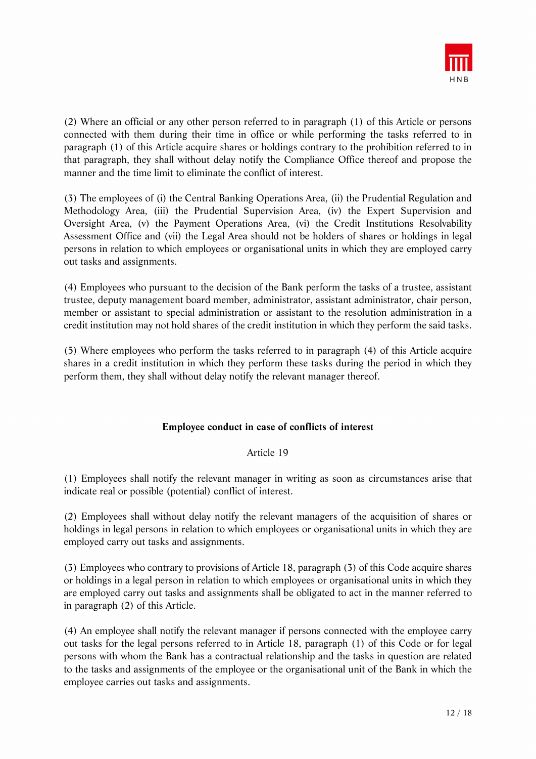(2) Where an official or any other person referred to in paragraph (1) of this Article or persons connected with them during their time in office or while performing the tasks referred to in paragraph (1) of this Article acquire shares or holdings contrary to the prohibition referred to in that paragraph, they shall without delay notify the Compliance Office thereof and propose the manner and the time limit to eliminate the conflict of interest.

(3) The employees of (i) the Central Banking Operations Area, (ii) the Prudential Regulation and Methodology Area, (iii) the Prudential Supervision Area, (iv) the Expert Supervision and Oversight Area, (v) the Payment Operations Area, (vi) the Credit Institutions Resolvability Assessment Office and (vii) the Legal Area should not be holders of shares or holdings in legal persons in relation to which employees or organisational units in which they are employed carry out tasks and assignments.

(4) Employees who pursuant to the decision of the Bank perform the tasks of a trustee, assistant trustee, deputy management board member, administrator, assistant administrator, chair person, member or assistant to special administration or assistant to the resolution administration in a credit institution may not hold shares of the credit institution in which they perform the said tasks.

(5) Where employees who perform the tasks referred to in paragraph (4) of this Article acquire shares in a credit institution in which they perform these tasks during the period in which they perform them, they shall without delay notify the relevant manager thereof.

**Employee conduct in case of conflicts of interest**

Article 19

(1) Employees shall notify the relevant manager in writing as soon as circumstances arise that indicate real or possible (potential) conflict of interest.

(2) Employees shall without delay notify the relevant managers of the acquisition of shares or holdings in legal persons in relation to which employees or organisational units in which they are employed carry out tasks and assignments.

(3) Employees who contrary to provisions of Article 18, paragraph (3) of this Code acquire shares or holdings in a legal person in relation to which employees or organisational units in which they are employed carry out tasks and assignments shall be obligated to act in the manner referred to in paragraph (2) of this Article.

(4) An employee shall notify the relevant manager if persons connected with the employee carry out tasks for the legal persons referred to in Article 18, paragraph (1) of this Code or for legal persons with whom the Bank has a contractual relationship and the tasks in question are related to the tasks and assignments of the employee or the organisational unit of the Bank in which the employee carries out tasks and assignments.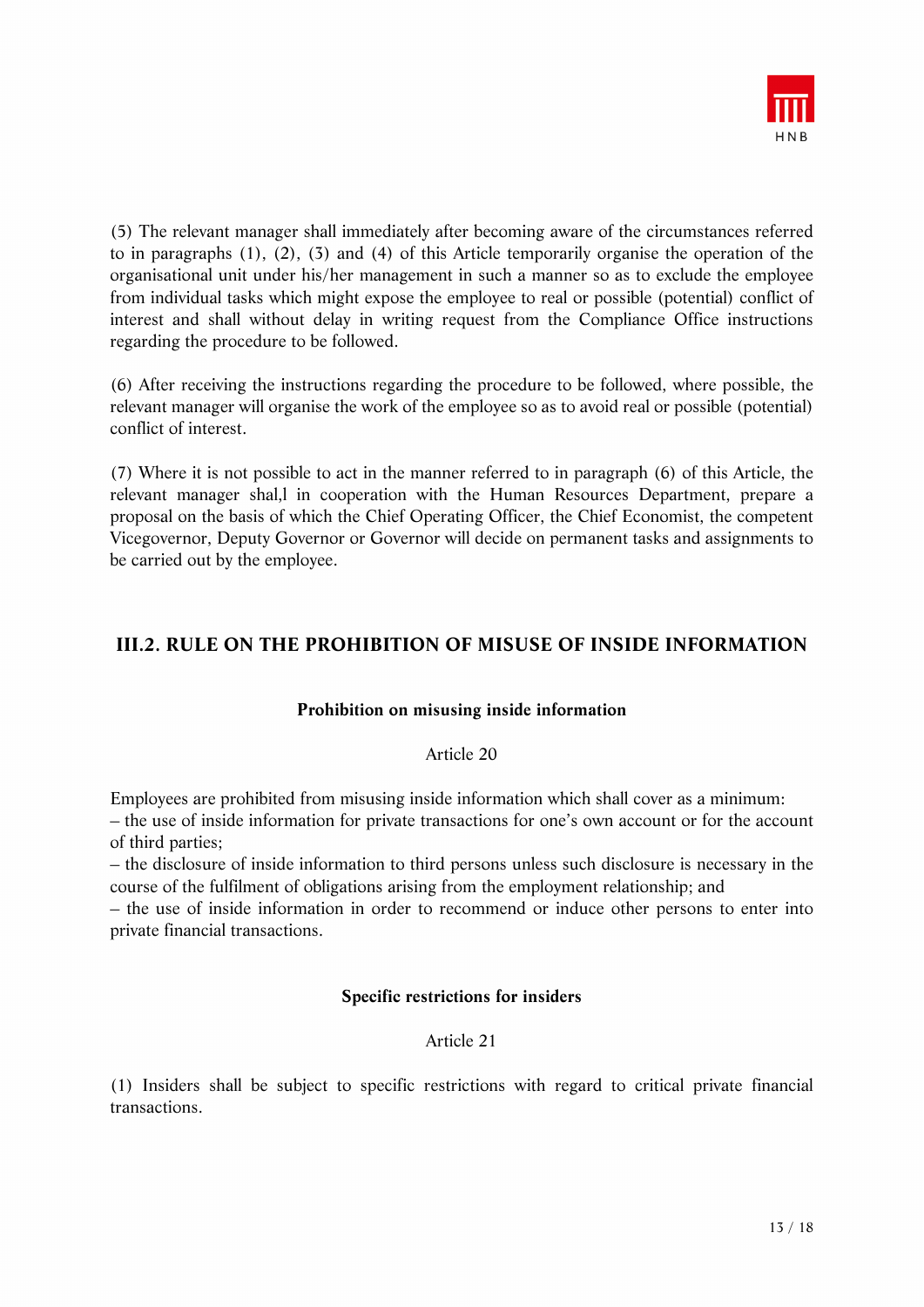(5) The relevant manager shall immediately after becoming aware of the circumstances referred to in paragraphs (1), (2), (3) and (4) of this Article temporarily organise the operation of the organisational unit under his/her management in such a manner so as to exclude the employee from individual tasks which might expose the employee to real or possible (potential) conflict of interest and shall without delay in writing request from the Compliance Office instructions regarding the procedure to be followed.

(6) After receiving the instructions regarding the procedure to be followed, where possible, the relevant manager will organise the work of the employee so as to avoid real or possible (potential) conflict of interest.

(7) Where it is not possible to act in the manner referred to in paragraph (6) of this Article, the relevant manager shal,l in cooperation with the Human Resources Department, prepare a proposal on the basis of which the Chief Operating Officer, the Chief Economist, the competent Vicegovernor, Deputy Governor or Governor will decide on permanent tasks and assignments to be carried out by the employee.

## III.2. RULE ON THE PROHIBITION OF MISUSE OF INSIDE INFORMATION

### Prohibition on misusing inside information

Article 20

Employees are prohibited from misusing inside information which shall cover as a minimum:
– the use of inside information for private transactions for one's own account or for the account of third parties;
– the disclosure of inside information to third persons unless such disclosure is necessary in the course of the fulfilment of obligations arising from the employment relationship; and
– the use of inside information in order to recommend or induce other persons to enter into private financial transactions.

### Specific restrictions for insiders

Article 21

(1) Insiders shall be subject to specific restrictions with regard to critical private financial transactions.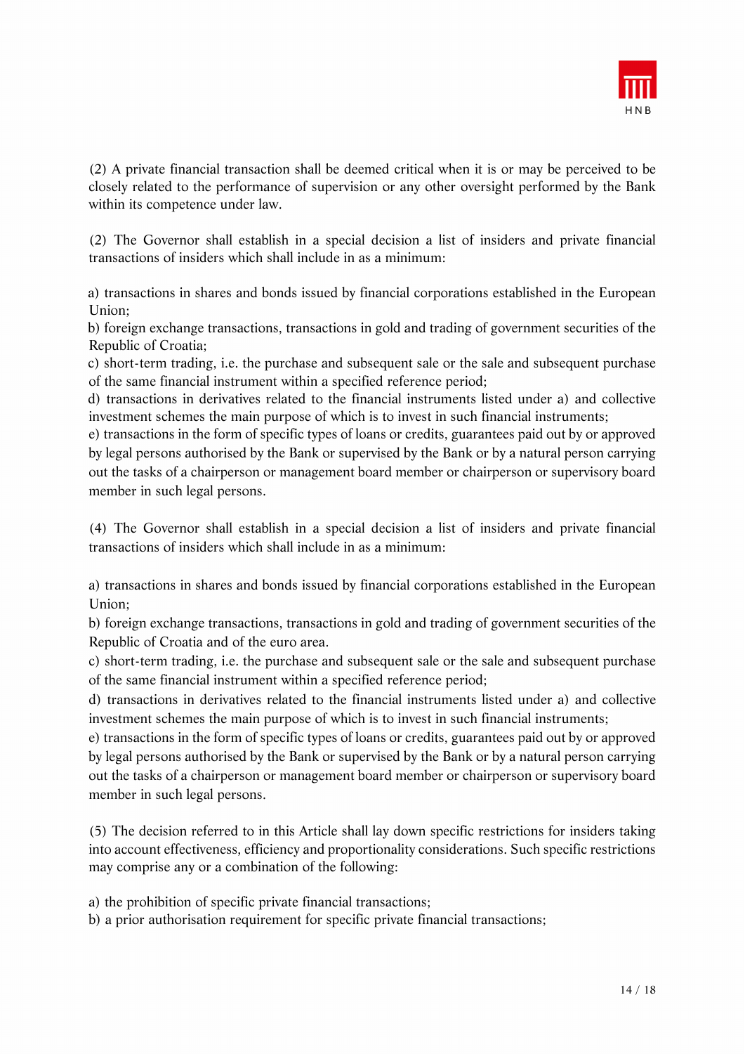(2) A private financial transaction shall be deemed critical when it is or may be perceived to be closely related to the performance of supervision or any other oversight performed by the Bank within its competence under law.

(2) The Governor shall establish in a special decision a list of insiders and private financial transactions of insiders which shall include in as a minimum:

a) transactions in shares and bonds issued by financial corporations established in the European Union;
b) foreign exchange transactions, transactions in gold and trading of government securities of the Republic of Croatia;
c) short-term trading, i.e. the purchase and subsequent sale or the sale and subsequent purchase of the same financial instrument within a specified reference period;
d) transactions in derivatives related to the financial instruments listed under a) and collective investment schemes the main purpose of which is to invest in such financial instruments;
e) transactions in the form of specific types of loans or credits, guarantees paid out by or approved by legal persons authorised by the Bank or supervised by the Bank or by a natural person carrying out the tasks of a chairperson or management board member or chairperson or supervisory board member in such legal persons.

(4) The Governor shall establish in a special decision a list of insiders and private financial transactions of insiders which shall include in as a minimum:

a) transactions in shares and bonds issued by financial corporations established in the European Union;
b) foreign exchange transactions, transactions in gold and trading of government securities of the Republic of Croatia and of the euro area.
c) short-term trading, i.e. the purchase and subsequent sale or the sale and subsequent purchase of the same financial instrument within a specified reference period;
d) transactions in derivatives related to the financial instruments listed under a) and collective investment schemes the main purpose of which is to invest in such financial instruments;
e) transactions in the form of specific types of loans or credits, guarantees paid out by or approved by legal persons authorised by the Bank or supervised by the Bank or by a natural person carrying out the tasks of a chairperson or management board member or chairperson or supervisory board member in such legal persons.

(5) The decision referred to in this Article shall lay down specific restrictions for insiders taking into account effectiveness, efficiency and proportionality considerations. Such specific restrictions may comprise any or a combination of the following:

a) the prohibition of specific private financial transactions;
b) a prior authorisation requirement for specific private financial transactions;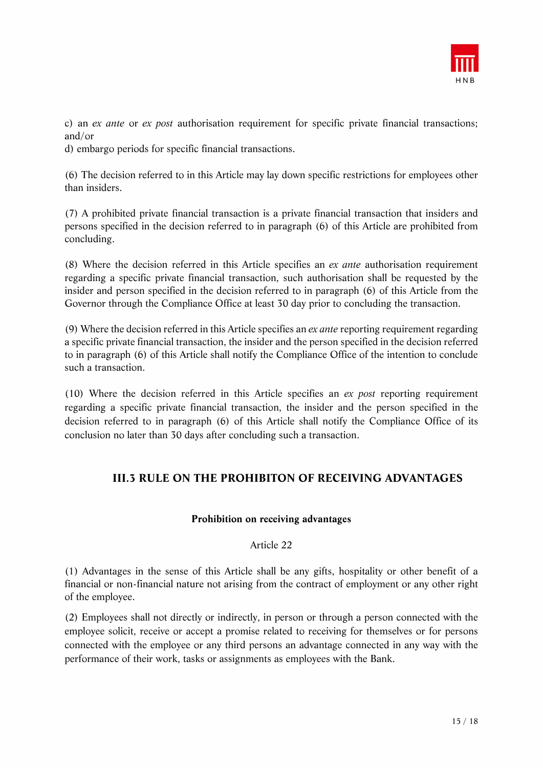c) an *ex ante* or *ex post* authorisation requirement for specific private financial transactions; and/or
d) embargo periods for specific financial transactions.

(6) The decision referred to in this Article may lay down specific restrictions for employees other than insiders.

(7) A prohibited private financial transaction is a private financial transaction that insiders and persons specified in the decision referred to in paragraph (6) of this Article are prohibited from concluding.

(8) Where the decision referred in this Article specifies an *ex ante* authorisation requirement regarding a specific private financial transaction, such authorisation shall be requested by the insider and person specified in the decision referred to in paragraph (6) of this Article from the Governor through the Compliance Office at least 30 day prior to concluding the transaction.

(9) Where the decision referred in this Article specifies an *ex ante* reporting requirement regarding a specific private financial transaction, the insider and the person specified in the decision referred to in paragraph (6) of this Article shall notify the Compliance Office of the intention to conclude such a transaction.

(10) Where the decision referred in this Article specifies an *ex post* reporting requirement regarding a specific private financial transaction, the insider and the person specified in the decision referred to in paragraph (6) of this Article shall notify the Compliance Office of its conclusion no later than 30 days after concluding such a transaction.

## III.3 RULE ON THE PROHIBITON OF RECEIVING ADVANTAGES

**Prohibition on receiving advantages**

Article 22

(1) Advantages in the sense of this Article shall be any gifts, hospitality or other benefit of a financial or non-financial nature not arising from the contract of employment or any other right of the employee.

(2) Employees shall not directly or indirectly, in person or through a person connected with the employee solicit, receive or accept a promise related to receiving for themselves or for persons connected with the employee or any third persons an advantage connected in any way with the performance of their work, tasks or assignments as employees with the Bank.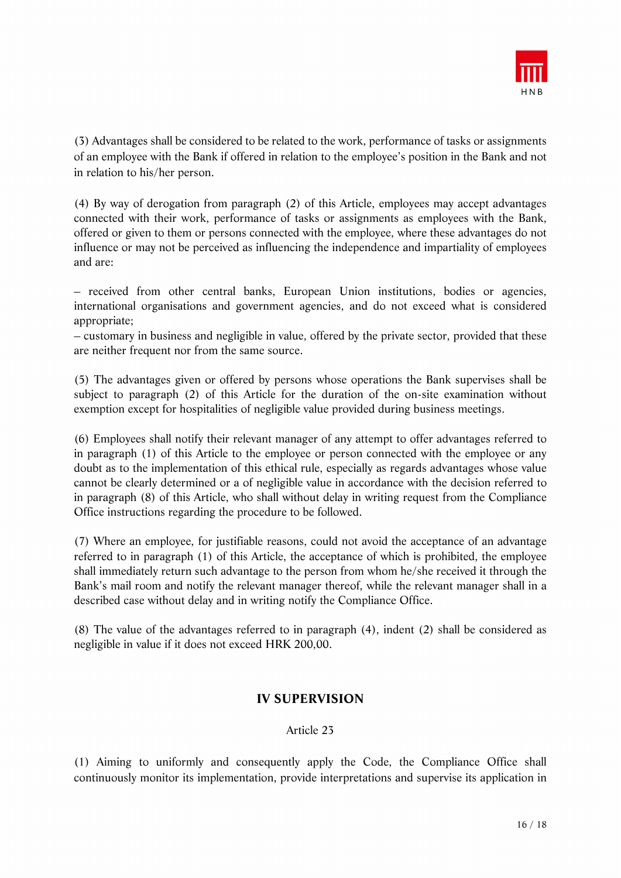(3) Advantages shall be considered to be related to the work, performance of tasks or assignments of an employee with the Bank if offered in relation to the employee's position in the Bank and not in relation to his/her person.

(4) By way of derogation from paragraph (2) of this Article, employees may accept advantages connected with their work, performance of tasks or assignments as employees with the Bank, offered or given to them or persons connected with the employee, where these advantages do not influence or may not be perceived as influencing the independence and impartiality of employees and are:

– received from other central banks, European Union institutions, bodies or agencies, international organisations and government agencies, and do not exceed what is considered appropriate;
– customary in business and negligible in value, offered by the private sector, provided that these are neither frequent nor from the same source.

(5) The advantages given or offered by persons whose operations the Bank supervises shall be subject to paragraph (2) of this Article for the duration of the on-site examination without exemption except for hospitalities of negligible value provided during business meetings.

(6) Employees shall notify their relevant manager of any attempt to offer advantages referred to in paragraph (1) of this Article to the employee or person connected with the employee or any doubt as to the implementation of this ethical rule, especially as regards advantages whose value cannot be clearly determined or a of negligible value in accordance with the decision referred to in paragraph (8) of this Article, who shall without delay in writing request from the Compliance Office instructions regarding the procedure to be followed.

(7) Where an employee, for justifiable reasons, could not avoid the acceptance of an advantage referred to in paragraph (1) of this Article, the acceptance of which is prohibited, the employee shall immediately return such advantage to the person from whom he/she received it through the Bank's mail room and notify the relevant manager thereof, while the relevant manager shall in a described case without delay and in writing notify the Compliance Office.

(8) The value of the advantages referred to in paragraph (4), indent (2) shall be considered as negligible in value if it does not exceed HRK 200,00.

## IV SUPERVISION

Article 23

(1) Aiming to uniformly and consequently apply the Code, the Compliance Office shall continuously monitor its implementation, provide interpretations and supervise its application in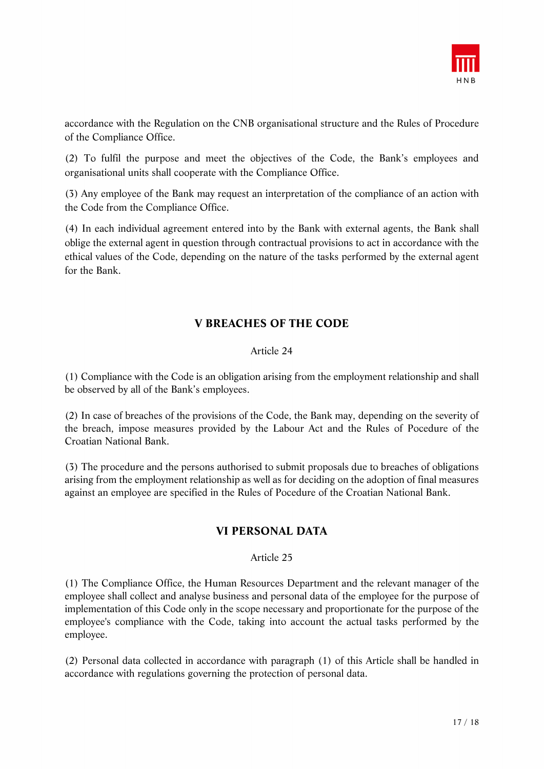accordance with the Regulation on the CNB organisational structure and the Rules of Procedure of the Compliance Office.

(2) To fulfil the purpose and meet the objectives of the Code, the Bank's employees and organisational units shall cooperate with the Compliance Office.

(3) Any employee of the Bank may request an interpretation of the compliance of an action with the Code from the Compliance Office.

(4) In each individual agreement entered into by the Bank with external agents, the Bank shall oblige the external agent in question through contractual provisions to act in accordance with the ethical values of the Code, depending on the nature of the tasks performed by the external agent for the Bank.

## V BREACHES OF THE CODE

Article 24

(1) Compliance with the Code is an obligation arising from the employment relationship and shall be observed by all of the Bank's employees.

(2) In case of breaches of the provisions of the Code, the Bank may, depending on the severity of the breach, impose measures provided by the Labour Act and the Rules of Pocedure of the Croatian National Bank.

(3) The procedure and the persons authorised to submit proposals due to breaches of obligations arising from the employment relationship as well as for deciding on the adoption of final measures against an employee are specified in the Rules of Pocedure of the Croatian National Bank.

## VI PERSONAL DATA

Article 25

(1) The Compliance Office, the Human Resources Department and the relevant manager of the employee shall collect and analyse business and personal data of the employee for the purpose of implementation of this Code only in the scope necessary and proportionate for the purpose of the employee's compliance with the Code, taking into account the actual tasks performed by the employee.

(2) Personal data collected in accordance with paragraph (1) of this Article shall be handled in accordance with regulations governing the protection of personal data.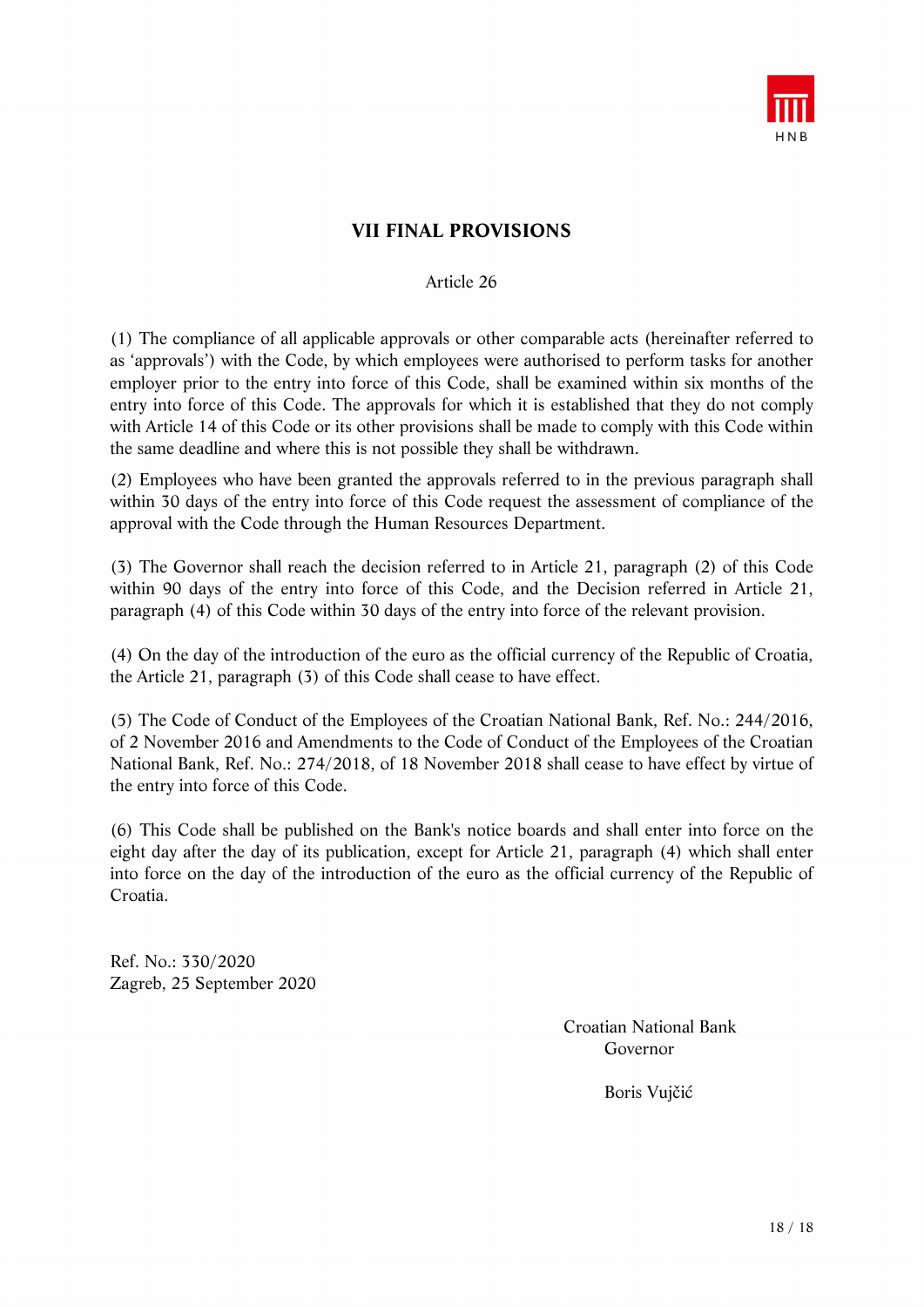## VII FINAL PROVISIONS

Article 26

(1) The compliance of all applicable approvals or other comparable acts (hereinafter referred to as 'approvals') with the Code, by which employees were authorised to perform tasks for another employer prior to the entry into force of this Code, shall be examined within six months of the entry into force of this Code. The approvals for which it is established that they do not comply with Article 14 of this Code or its other provisions shall be made to comply with this Code within the same deadline and where this is not possible they shall be withdrawn.

(2) Employees who have been granted the approvals referred to in the previous paragraph shall within 30 days of the entry into force of this Code request the assessment of compliance of the approval with the Code through the Human Resources Department.

(3) The Governor shall reach the decision referred to in Article 21, paragraph (2) of this Code within 90 days of the entry into force of this Code, and the Decision referred in Article 21, paragraph (4) of this Code within 30 days of the entry into force of the relevant provision.

(4) On the day of the introduction of the euro as the official currency of the Republic of Croatia, the Article 21, paragraph (3) of this Code shall cease to have effect.

(5) The Code of Conduct of the Employees of the Croatian National Bank, Ref. No.: 244/2016, of 2 November 2016 and Amendments to the Code of Conduct of the Employees of the Croatian National Bank, Ref. No.: 274/2018, of 18 November 2018 shall cease to have effect by virtue of the entry into force of this Code.

(6) This Code shall be published on the Bank's notice boards and shall enter into force on the eight day after the day of its publication, except for Article 21, paragraph (4) which shall enter into force on the day of the introduction of the euro as the official currency of the Republic of Croatia.

Ref. No.: 330/2020
Zagreb, 25 September 2020

Croatian National Bank
Governor

Boris Vujčić